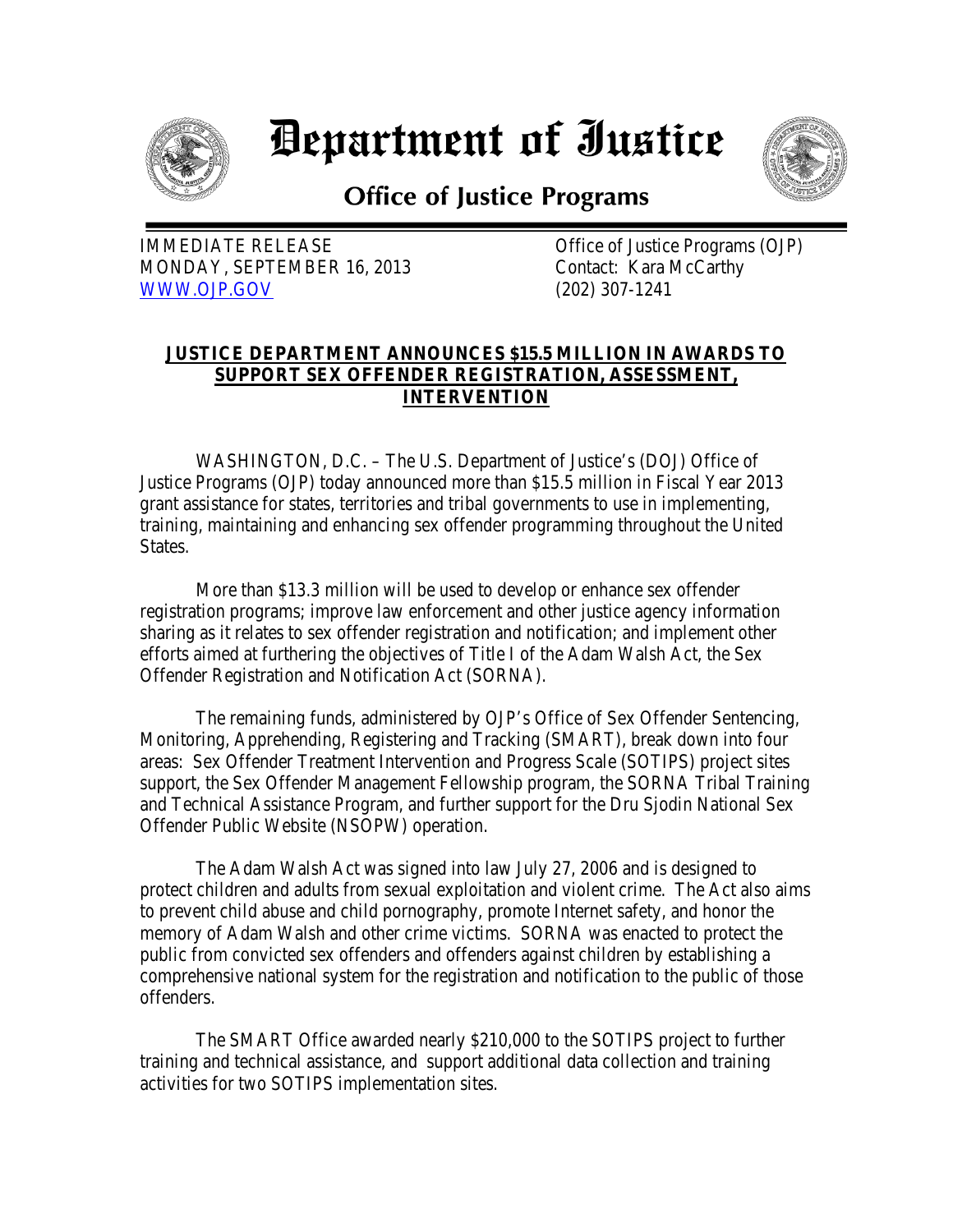# Department of Justice

## Office of Justice Programs

IMMEDIATE RELEASE
MONDAY, SEPTEMBER 16, 2013
WWW.OJP.GOV

Office of Justice Programs (OJP)
Contact: Kara McCarthy
(202) 307-1241

**JUSTICE DEPARTMENT ANNOUNCES $15.5 MILLION IN AWARDS TO SUPPORT SEX OFFENDER REGISTRATION, ASSESSMENT, INTERVENTION**

WASHINGTON, D.C. – The U.S. Department of Justice's (DOJ) Office of Justice Programs (OJP) today announced more than $15.5 million in Fiscal Year 2013 grant assistance for states, territories and tribal governments to use in implementing, training, maintaining and enhancing sex offender programming throughout the United States.

More than $13.3 million will be used to develop or enhance sex offender registration programs; improve law enforcement and other justice agency information sharing as it relates to sex offender registration and notification; and implement other efforts aimed at furthering the objectives of Title I of the Adam Walsh Act, the Sex Offender Registration and Notification Act (SORNA).

The remaining funds, administered by OJP's Office of Sex Offender Sentencing, Monitoring, Apprehending, Registering and Tracking (SMART), break down into four areas: Sex Offender Treatment Intervention and Progress Scale (SOTIPS) project sites support, the Sex Offender Management Fellowship program, the SORNA Tribal Training and Technical Assistance Program, and further support for the Dru Sjodin National Sex Offender Public Website (NSOPW) operation.

The Adam Walsh Act was signed into law July 27, 2006 and is designed to protect children and adults from sexual exploitation and violent crime. The Act also aims to prevent child abuse and child pornography, promote Internet safety, and honor the memory of Adam Walsh and other crime victims. SORNA was enacted to protect the public from convicted sex offenders and offenders against children by establishing a comprehensive national system for the registration and notification to the public of those offenders.

The SMART Office awarded nearly $210,000 to the SOTIPS project to further training and technical assistance, and support additional data collection and training activities for two SOTIPS implementation sites.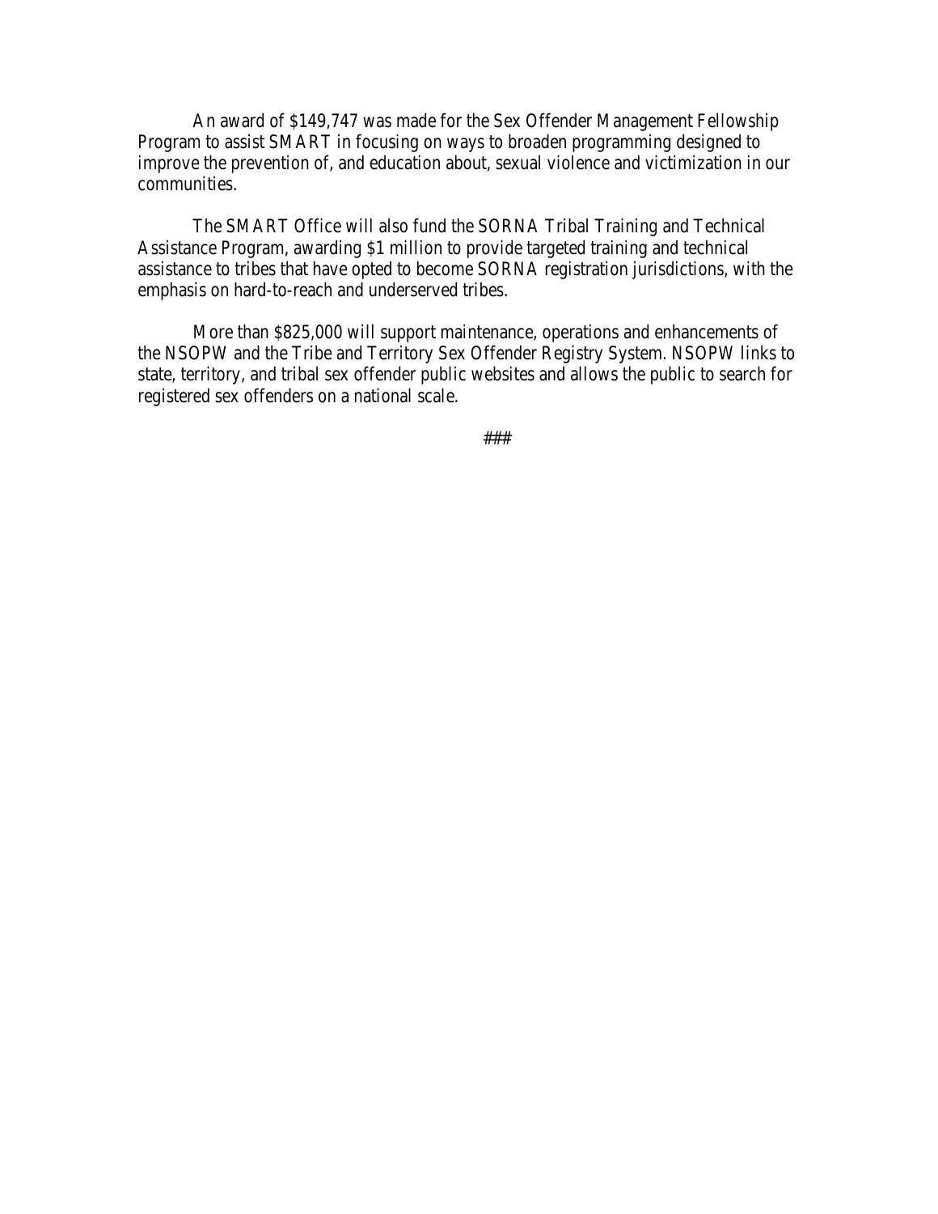An award of $149,747 was made for the Sex Offender Management Fellowship Program to assist SMART in focusing on ways to broaden programming designed to improve the prevention of, and education about, sexual violence and victimization in our communities.

The SMART Office will also fund the SORNA Tribal Training and Technical Assistance Program, awarding $1 million to provide targeted training and technical assistance to tribes that have opted to become SORNA registration jurisdictions, with the emphasis on hard-to-reach and underserved tribes.

More than $825,000 will support maintenance, operations and enhancements of the NSOPW and the Tribe and Territory Sex Offender Registry System. NSOPW links to state, territory, and tribal sex offender public websites and allows the public to search for registered sex offenders on a national scale.

###